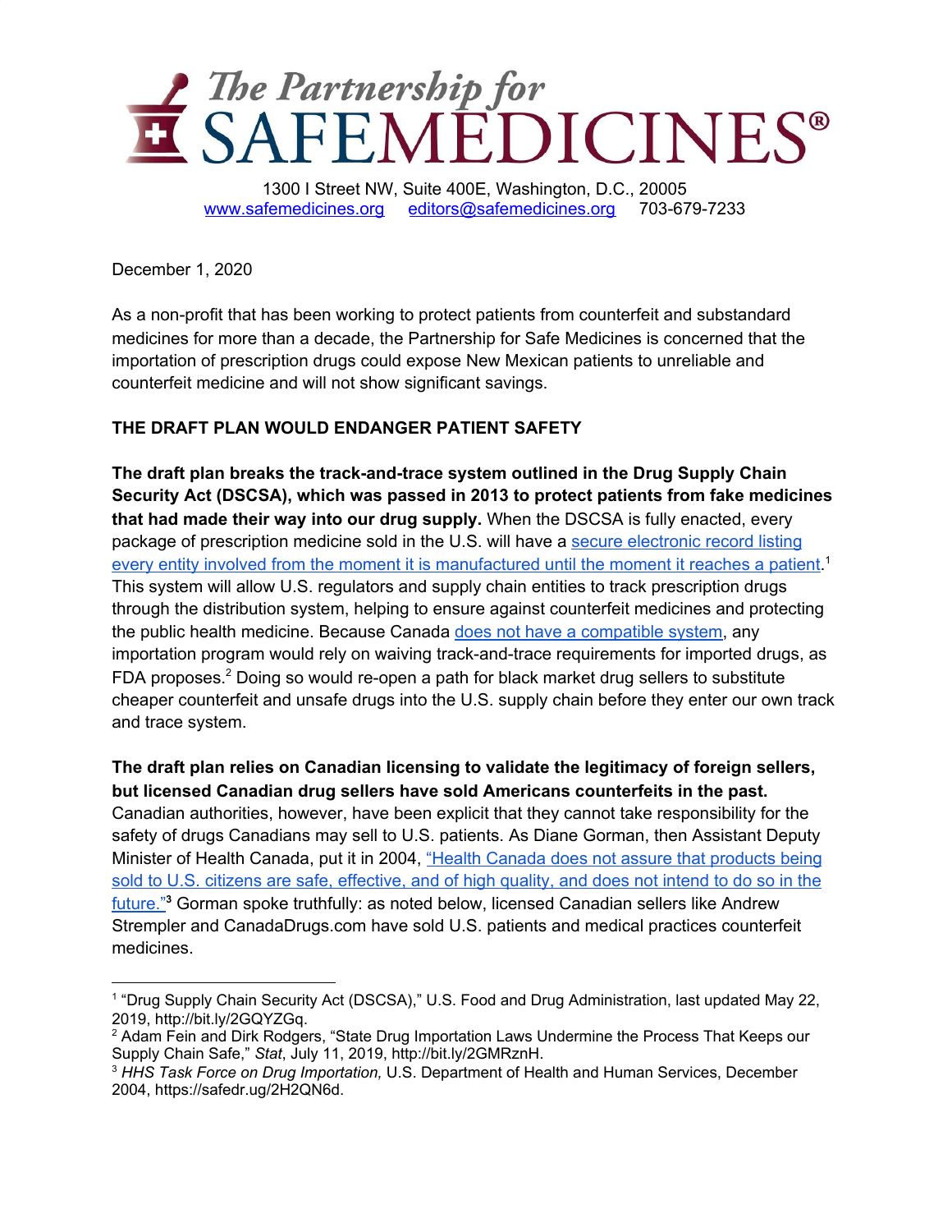# The Partnership for SAFEMEDICINES®

1300 I Street NW, Suite 400E, Washington, D.C., 20005
www.safemedicines.org editors@safemedicines.org 703-679-7233

December 1, 2020

As a non-profit that has been working to protect patients from counterfeit and substandard medicines for more than a decade, the Partnership for Safe Medicines is concerned that the importation of prescription drugs could expose New Mexican patients to unreliable and counterfeit medicine and will not show significant savings.

**THE DRAFT PLAN WOULD ENDANGER PATIENT SAFETY**

**The draft plan breaks the track-and-trace system outlined in the Drug Supply Chain Security Act (DSCSA), which was passed in 2013 to protect patients from fake medicines that had made their way into our drug supply.** When the DSCSA is fully enacted, every package of prescription medicine sold in the U.S. will have a secure electronic record listing every entity involved from the moment it is manufactured until the moment it reaches a patient.[1] This system will allow U.S. regulators and supply chain entities to track prescription drugs through the distribution system, helping to ensure against counterfeit medicines and protecting the public health medicine. Because Canada does not have a compatible system, any importation program would rely on waiving track-and-trace requirements for imported drugs, as FDA proposes.[2] Doing so would re-open a path for black market drug sellers to substitute cheaper counterfeit and unsafe drugs into the U.S. supply chain before they enter our own track and trace system.

**The draft plan relies on Canadian licensing to validate the legitimacy of foreign sellers, but licensed Canadian drug sellers have sold Americans counterfeits in the past.** Canadian authorities, however, have been explicit that they cannot take responsibility for the safety of drugs Canadians may sell to U.S. patients. As Diane Gorman, then Assistant Deputy Minister of Health Canada, put it in 2004, "Health Canada does not assure that products being sold to U.S. citizens are safe, effective, and of high quality, and does not intend to do so in the future."[3] Gorman spoke truthfully: as noted below, licensed Canadian sellers like Andrew Strempler and CanadaDrugs.com have sold U.S. patients and medical practices counterfeit medicines.

---

[1] "Drug Supply Chain Security Act (DSCSA)," U.S. Food and Drug Administration, last updated May 22, 2019, http://bit.ly/2GQYZGq.

[2] Adam Fein and Dirk Rodgers, "State Drug Importation Laws Undermine the Process That Keeps our Supply Chain Safe," *Stat*, July 11, 2019, http://bit.ly/2GMRznH.

[3] *HHS Task Force on Drug Importation,* U.S. Department of Health and Human Services, December 2004, https://safedr.ug/2H2QN6d.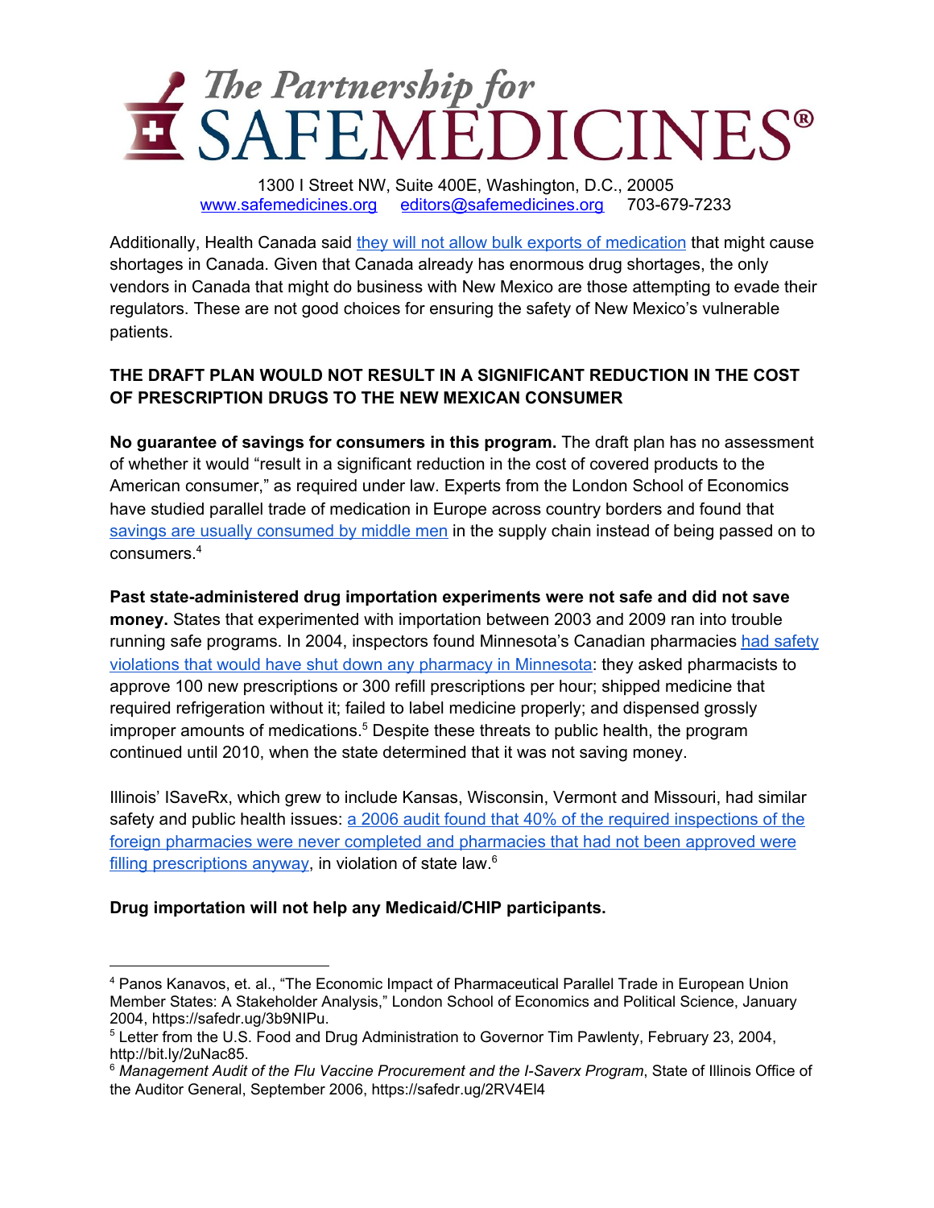Additionally, Health Canada said they will not allow bulk exports of medication that might cause shortages in Canada. Given that Canada already has enormous drug shortages, the only vendors in Canada that might do business with New Mexico are those attempting to evade their regulators. These are not good choices for ensuring the safety of New Mexico's vulnerable patients.

## THE DRAFT PLAN WOULD NOT RESULT IN A SIGNIFICANT REDUCTION IN THE COST OF PRESCRIPTION DRUGS TO THE NEW MEXICAN CONSUMER

**No guarantee of savings for consumers in this program.** The draft plan has no assessment of whether it would "result in a significant reduction in the cost of covered products to the American consumer," as required under law. Experts from the London School of Economics have studied parallel trade of medication in Europe across country borders and found that savings are usually consumed by middle men in the supply chain instead of being passed on to consumers.[4]

**Past state-administered drug importation experiments were not safe and did not save money.** States that experimented with importation between 2003 and 2009 ran into trouble running safe programs. In 2004, inspectors found Minnesota's Canadian pharmacies had safety violations that would have shut down any pharmacy in Minnesota: they asked pharmacists to approve 100 new prescriptions or 300 refill prescriptions per hour; shipped medicine that required refrigeration without it; failed to label medicine properly; and dispensed grossly improper amounts of medications.[5] Despite these threats to public health, the program continued until 2010, when the state determined that it was not saving money.

Illinois' ISaveRx, which grew to include Kansas, Wisconsin, Vermont and Missouri, had similar safety and public health issues: a 2006 audit found that 40% of the required inspections of the foreign pharmacies were never completed and pharmacies that had not been approved were filling prescriptions anyway, in violation of state law.[6]

**Drug importation will not help any Medicaid/CHIP participants.**

---

[4] Panos Kanavos, et. al., "The Economic Impact of Pharmaceutical Parallel Trade in European Union Member States: A Stakeholder Analysis," London School of Economics and Political Science, January 2004, https://safedr.ug/3b9NIPu.

[5] Letter from the U.S. Food and Drug Administration to Governor Tim Pawlenty, February 23, 2004, http://bit.ly/2uNac85.

[6] *Management Audit of the Flu Vaccine Procurement and the I-Saverx Program*, State of Illinois Office of the Auditor General, September 2006, https://safedr.ug/2RV4El4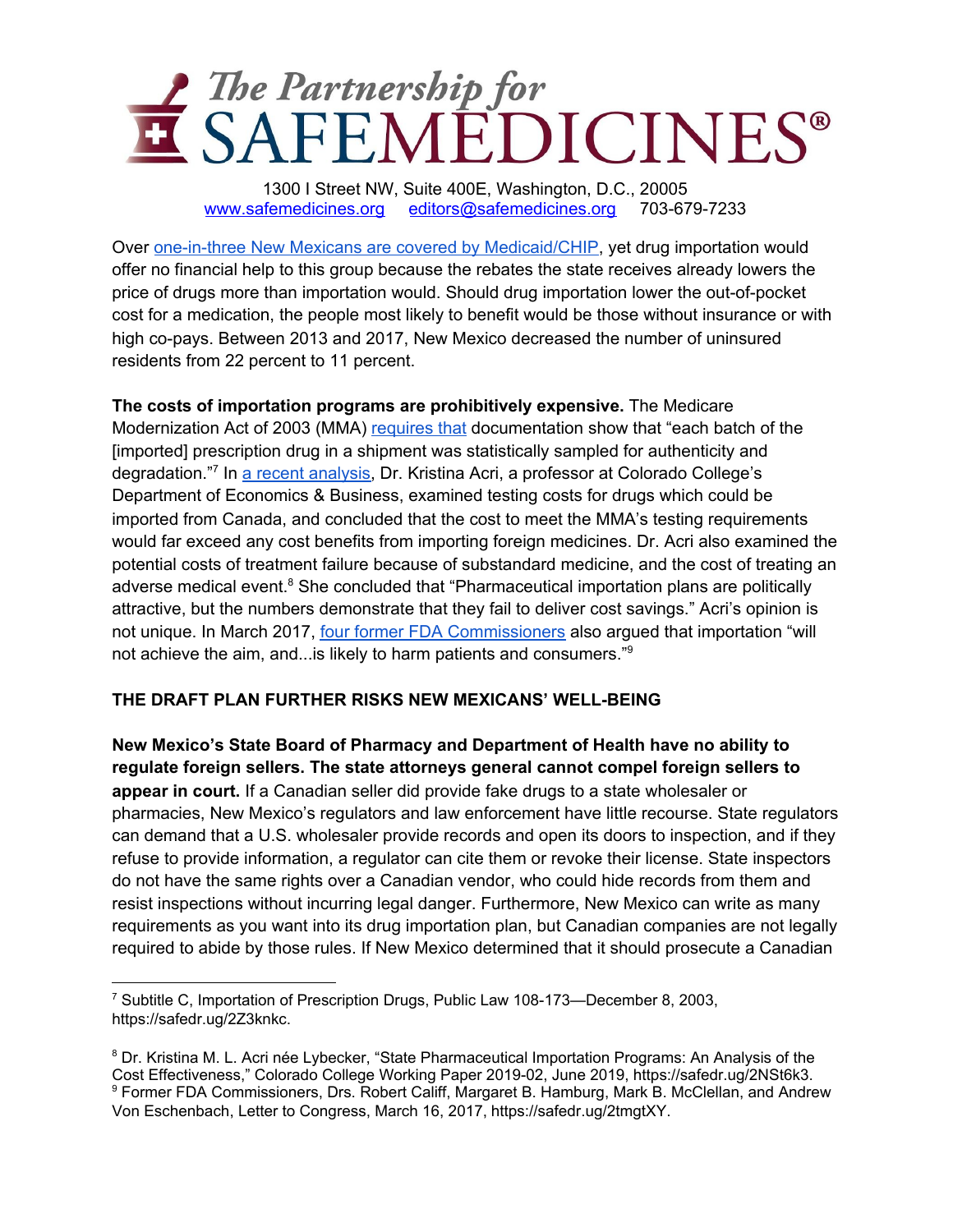# The Partnership for SAFEMEDICINES®

1300 I Street NW, Suite 400E, Washington, D.C., 20005
www.safemedicines.org editors@safemedicines.org 703-679-7233

Over one-in-three New Mexicans are covered by Medicaid/CHIP, yet drug importation would offer no financial help to this group because the rebates the state receives already lowers the price of drugs more than importation would. Should drug importation lower the out-of-pocket cost for a medication, the people most likely to benefit would be those without insurance or with high co-pays. Between 2013 and 2017, New Mexico decreased the number of uninsured residents from 22 percent to 11 percent.

**The costs of importation programs are prohibitively expensive.** The Medicare Modernization Act of 2003 (MMA) requires that documentation show that "each batch of the [imported] prescription drug in a shipment was statistically sampled for authenticity and degradation."[7] In a recent analysis, Dr. Kristina Acri, a professor at Colorado College's Department of Economics & Business, examined testing costs for drugs which could be imported from Canada, and concluded that the cost to meet the MMA's testing requirements would far exceed any cost benefits from importing foreign medicines. Dr. Acri also examined the potential costs of treatment failure because of substandard medicine, and the cost of treating an adverse medical event.[8] She concluded that "Pharmaceutical importation plans are politically attractive, but the numbers demonstrate that they fail to deliver cost savings." Acri's opinion is not unique. In March 2017, four former FDA Commissioners also argued that importation "will not achieve the aim, and...is likely to harm patients and consumers."[9]

## THE DRAFT PLAN FURTHER RISKS NEW MEXICANS' WELL-BEING

**New Mexico's State Board of Pharmacy and Department of Health have no ability to regulate foreign sellers. The state attorneys general cannot compel foreign sellers to appear in court.** If a Canadian seller did provide fake drugs to a state wholesaler or pharmacies, New Mexico's regulators and law enforcement have little recourse. State regulators can demand that a U.S. wholesaler provide records and open its doors to inspection, and if they refuse to provide information, a regulator can cite them or revoke their license. State inspectors do not have the same rights over a Canadian vendor, who could hide records from them and resist inspections without incurring legal danger. Furthermore, New Mexico can write as many requirements as you want into its drug importation plan, but Canadian companies are not legally required to abide by those rules. If New Mexico determined that it should prosecute a Canadian

---

[7] Subtitle C, Importation of Prescription Drugs, Public Law 108-173—December 8, 2003, https://safedr.ug/2Z3knkc.

[8] Dr. Kristina M. L. Acri née Lybecker, "State Pharmaceutical Importation Programs: An Analysis of the Cost Effectiveness," Colorado College Working Paper 2019-02, June 2019, https://safedr.ug/2NSt6k3.

[9] Former FDA Commissioners, Drs. Robert Califf, Margaret B. Hamburg, Mark B. McClellan, and Andrew Von Eschenbach, Letter to Congress, March 16, 2017, https://safedr.ug/2tmgtXY.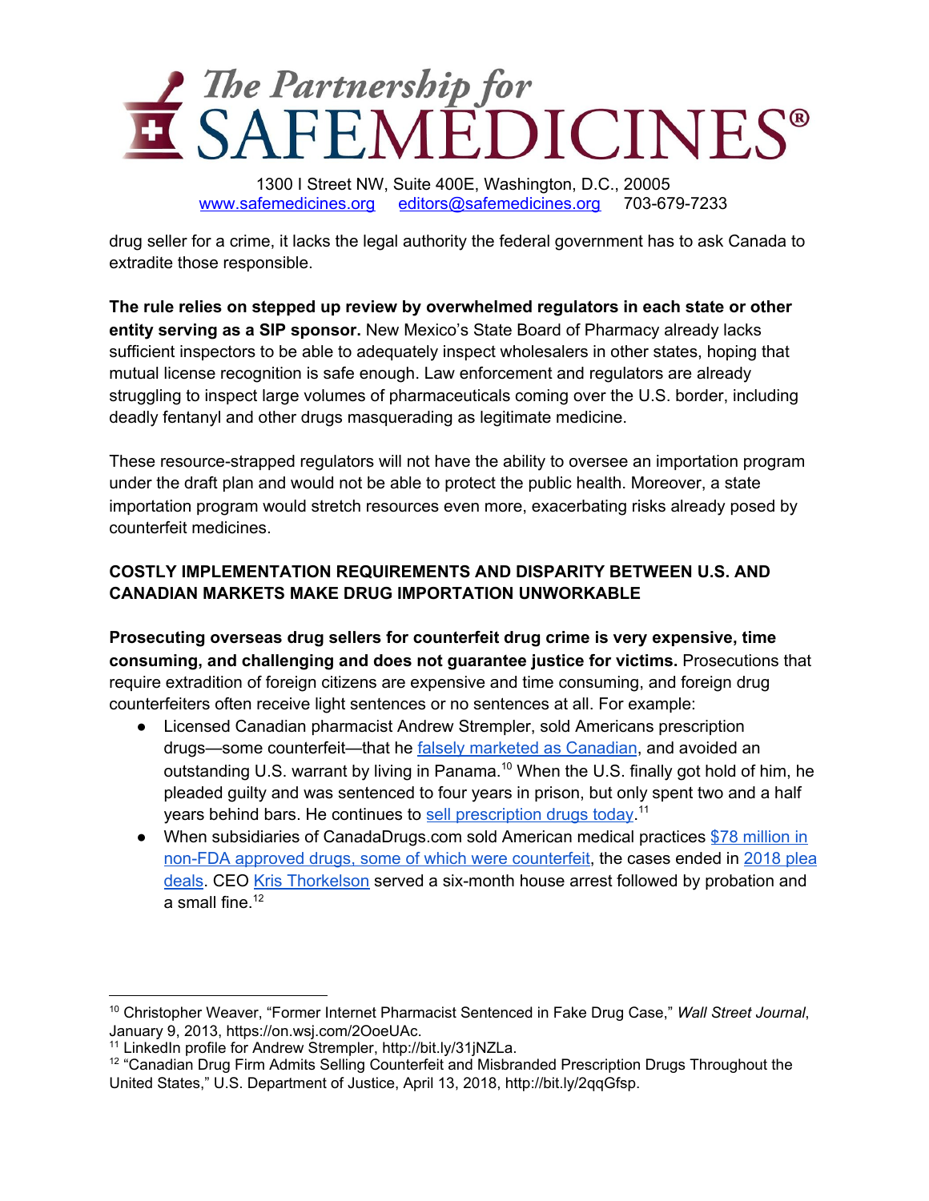drug seller for a crime, it lacks the legal authority the federal government has to ask Canada to extradite those responsible.

**The rule relies on stepped up review by overwhelmed regulators in each state or other entity serving as a SIP sponsor.** New Mexico's State Board of Pharmacy already lacks sufficient inspectors to be able to adequately inspect wholesalers in other states, hoping that mutual license recognition is safe enough. Law enforcement and regulators are already struggling to inspect large volumes of pharmaceuticals coming over the U.S. border, including deadly fentanyl and other drugs masquerading as legitimate medicine.

These resource-strapped regulators will not have the ability to oversee an importation program under the draft plan and would not be able to protect the public health. Moreover, a state importation program would stretch resources even more, exacerbating risks already posed by counterfeit medicines.

## COSTLY IMPLEMENTATION REQUIREMENTS AND DISPARITY BETWEEN U.S. AND CANADIAN MARKETS MAKE DRUG IMPORTATION UNWORKABLE

**Prosecuting overseas drug sellers for counterfeit drug crime is very expensive, time consuming, and challenging and does not guarantee justice for victims.** Prosecutions that require extradition of foreign citizens are expensive and time consuming, and foreign drug counterfeiters often receive light sentences or no sentences at all. For example:

- Licensed Canadian pharmacist Andrew Strempler, sold Americans prescription drugs—some counterfeit—that he falsely marketed as Canadian, and avoided an outstanding U.S. warrant by living in Panama.[10] When the U.S. finally got hold of him, he pleaded guilty and was sentenced to four years in prison, but only spent two and a half years behind bars. He continues to sell prescription drugs today.[11]
- When subsidiaries of CanadaDrugs.com sold American medical practices $78 million in non-FDA approved drugs, some of which were counterfeit, the cases ended in 2018 plea deals. CEO Kris Thorkelson served a six-month house arrest followed by probation and a small fine.[12]

---

[10] Christopher Weaver, "Former Internet Pharmacist Sentenced in Fake Drug Case," *Wall Street Journal*, January 9, 2013, https://on.wsj.com/2OoeUAc.

[11] LinkedIn profile for Andrew Strempler, http://bit.ly/31jNZLa.

[12] "Canadian Drug Firm Admits Selling Counterfeit and Misbranded Prescription Drugs Throughout the United States," U.S. Department of Justice, April 13, 2018, http://bit.ly/2qqGfsp.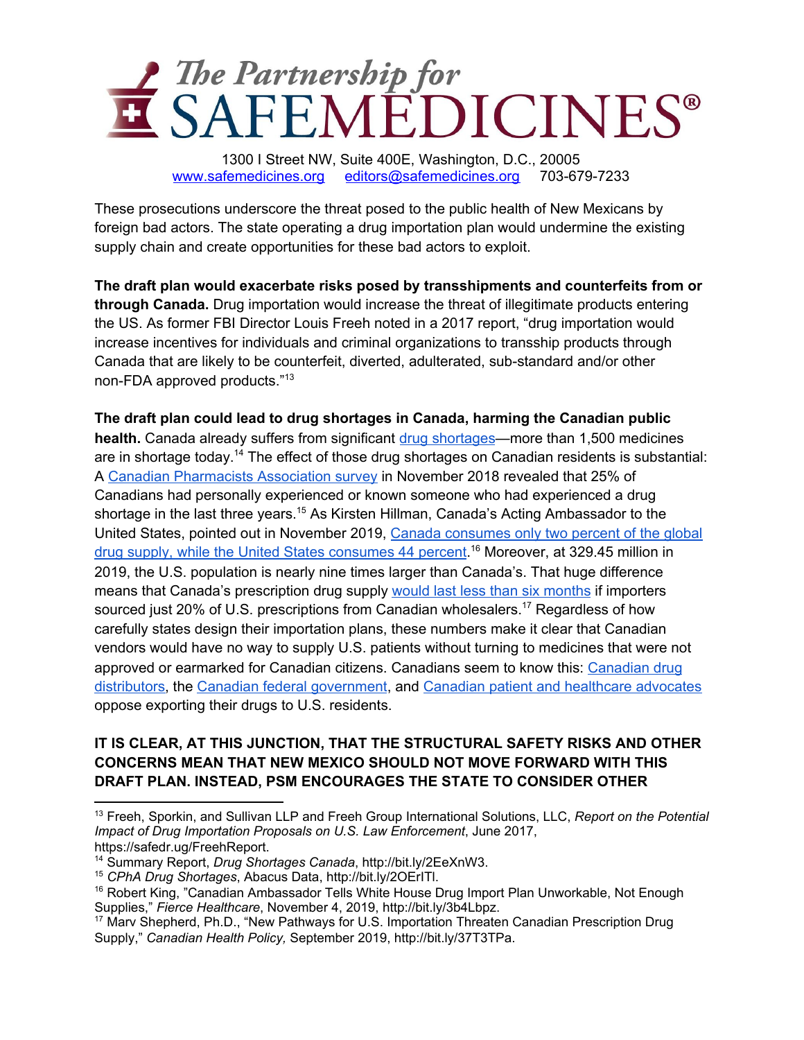These prosecutions underscore the threat posed to the public health of New Mexicans by foreign bad actors. The state operating a drug importation plan would undermine the existing supply chain and create opportunities for these bad actors to exploit.

**The draft plan would exacerbate risks posed by transshipments and counterfeits from or through Canada.** Drug importation would increase the threat of illegitimate products entering the US. As former FBI Director Louis Freeh noted in a 2017 report, "drug importation would increase incentives for individuals and criminal organizations to transship products through Canada that are likely to be counterfeit, diverted, adulterated, sub-standard and/or other non-FDA approved products."[13]

**The draft plan could lead to drug shortages in Canada, harming the Canadian public health.** Canada already suffers from significant drug shortages—more than 1,500 medicines are in shortage today.[14] The effect of those drug shortages on Canadian residents is substantial: A Canadian Pharmacists Association survey in November 2018 revealed that 25% of Canadians had personally experienced or known someone who had experienced a drug shortage in the last three years.[15] As Kirsten Hillman, Canada's Acting Ambassador to the United States, pointed out in November 2019, Canada consumes only two percent of the global drug supply, while the United States consumes 44 percent.[16] Moreover, at 329.45 million in 2019, the U.S. population is nearly nine times larger than Canada's. That huge difference means that Canada's prescription drug supply would last less than six months if importers sourced just 20% of U.S. prescriptions from Canadian wholesalers.[17] Regardless of how carefully states design their importation plans, these numbers make it clear that Canadian vendors would have no way to supply U.S. patients without turning to medicines that were not approved or earmarked for Canadian citizens. Canadians seem to know this: Canadian drug distributors, the Canadian federal government, and Canadian patient and healthcare advocates oppose exporting their drugs to U.S. residents.

**IT IS CLEAR, AT THIS JUNCTION, THAT THE STRUCTURAL SAFETY RISKS AND OTHER CONCERNS MEAN THAT NEW MEXICO SHOULD NOT MOVE FORWARD WITH THIS DRAFT PLAN. INSTEAD, PSM ENCOURAGES THE STATE TO CONSIDER OTHER**

---

[13] Freeh, Sporkin, and Sullivan LLP and Freeh Group International Solutions, LLC, *Report on the Potential Impact of Drug Importation Proposals on U.S. Law Enforcement*, June 2017, https://safedr.ug/FreehReport.

[14] Summary Report, *Drug Shortages Canada*, http://bit.ly/2EeXnW3.

[15] *CPhA Drug Shortages*, Abacus Data, http://bit.ly/2OErITl.

[16] Robert King, "Canadian Ambassador Tells White House Drug Import Plan Unworkable, Not Enough Supplies," *Fierce Healthcare*, November 4, 2019, http://bit.ly/3b4Lbpz.

[17] Marv Shepherd, Ph.D., "New Pathways for U.S. Importation Threaten Canadian Prescription Drug Supply," *Canadian Health Policy,* September 2019, http://bit.ly/37T3TPa.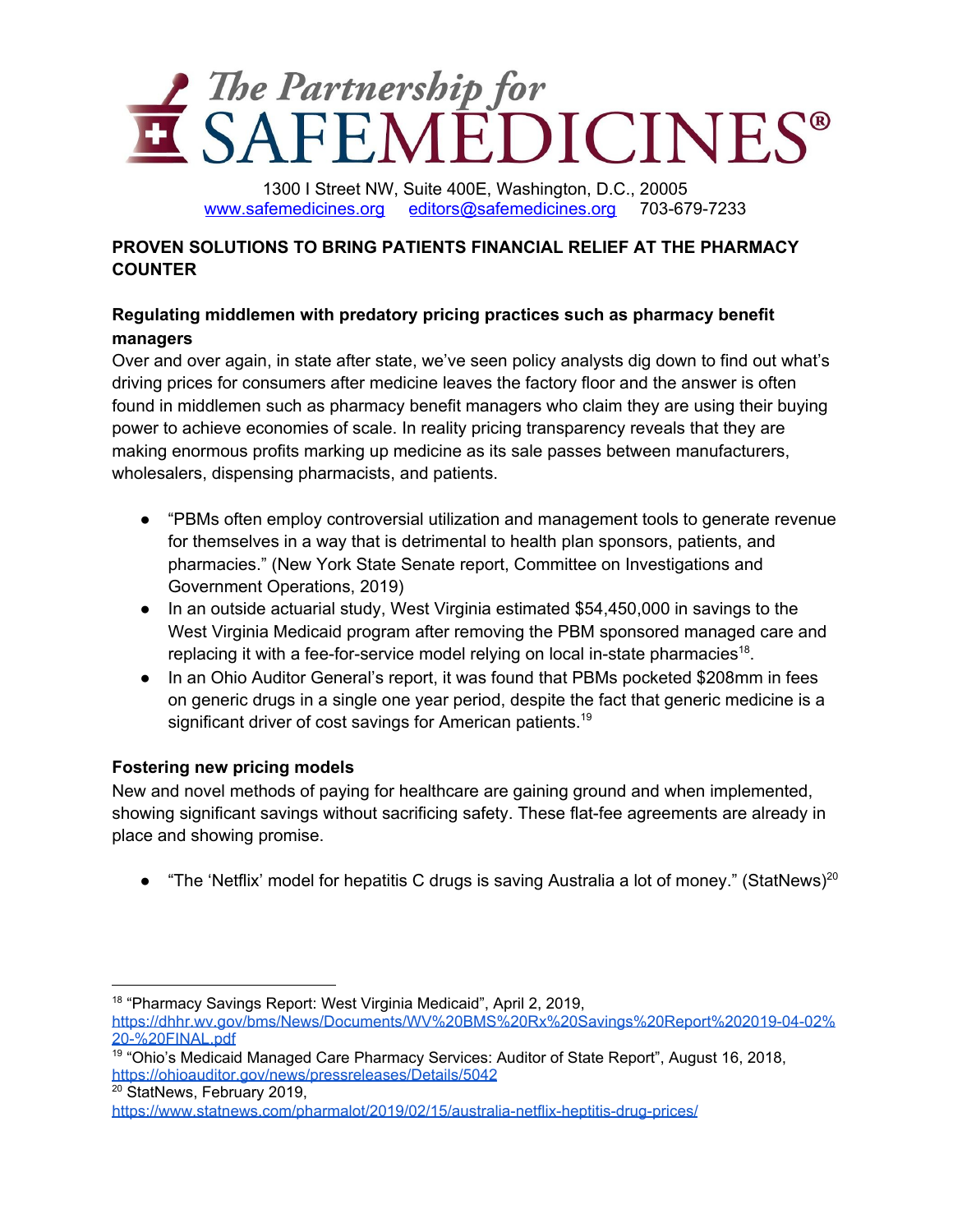# The Partnership for SAFEMEDICINES®

1300 I Street NW, Suite 400E, Washington, D.C., 20005
www.safemedicines.org editors@safemedicines.org 703-679-7233

**PROVEN SOLUTIONS TO BRING PATIENTS FINANCIAL RELIEF AT THE PHARMACY COUNTER**

**Regulating middlemen with predatory pricing practices such as pharmacy benefit managers**

Over and over again, in state after state, we've seen policy analysts dig down to find out what's driving prices for consumers after medicine leaves the factory floor and the answer is often found in middlemen such as pharmacy benefit managers who claim they are using their buying power to achieve economies of scale. In reality pricing transparency reveals that they are making enormous profits marking up medicine as its sale passes between manufacturers, wholesalers, dispensing pharmacists, and patients.

- "PBMs often employ controversial utilization and management tools to generate revenue for themselves in a way that is detrimental to health plan sponsors, patients, and pharmacies." (New York State Senate report, Committee on Investigations and Government Operations, 2019)
- In an outside actuarial study, West Virginia estimated $54,450,000 in savings to the West Virginia Medicaid program after removing the PBM sponsored managed care and replacing it with a fee-for-service model relying on local in-state pharmacies[18].
- In an Ohio Auditor General's report, it was found that PBMs pocketed $208mm in fees on generic drugs in a single one year period, despite the fact that generic medicine is a significant driver of cost savings for American patients.[19]

**Fostering new pricing models**

New and novel methods of paying for healthcare are gaining ground and when implemented, showing significant savings without sacrificing safety. These flat-fee agreements are already in place and showing promise.

- "The 'Netflix' model for hepatitis C drugs is saving Australia a lot of money." (StatNews)[20]

---

[18] "Pharmacy Savings Report: West Virginia Medicaid", April 2, 2019, https://dhhr.wv.gov/bms/News/Documents/WV%20BMS%20Rx%20Savings%20Report%202019-04-02%20-%20FINAL.pdf

[19] "Ohio's Medicaid Managed Care Pharmacy Services: Auditor of State Report", August 16, 2018, https://ohioauditor.gov/news/pressreleases/Details/5042

[20] StatNews, February 2019, https://www.statnews.com/pharmalot/2019/02/15/australia-netflix-heptitis-drug-prices/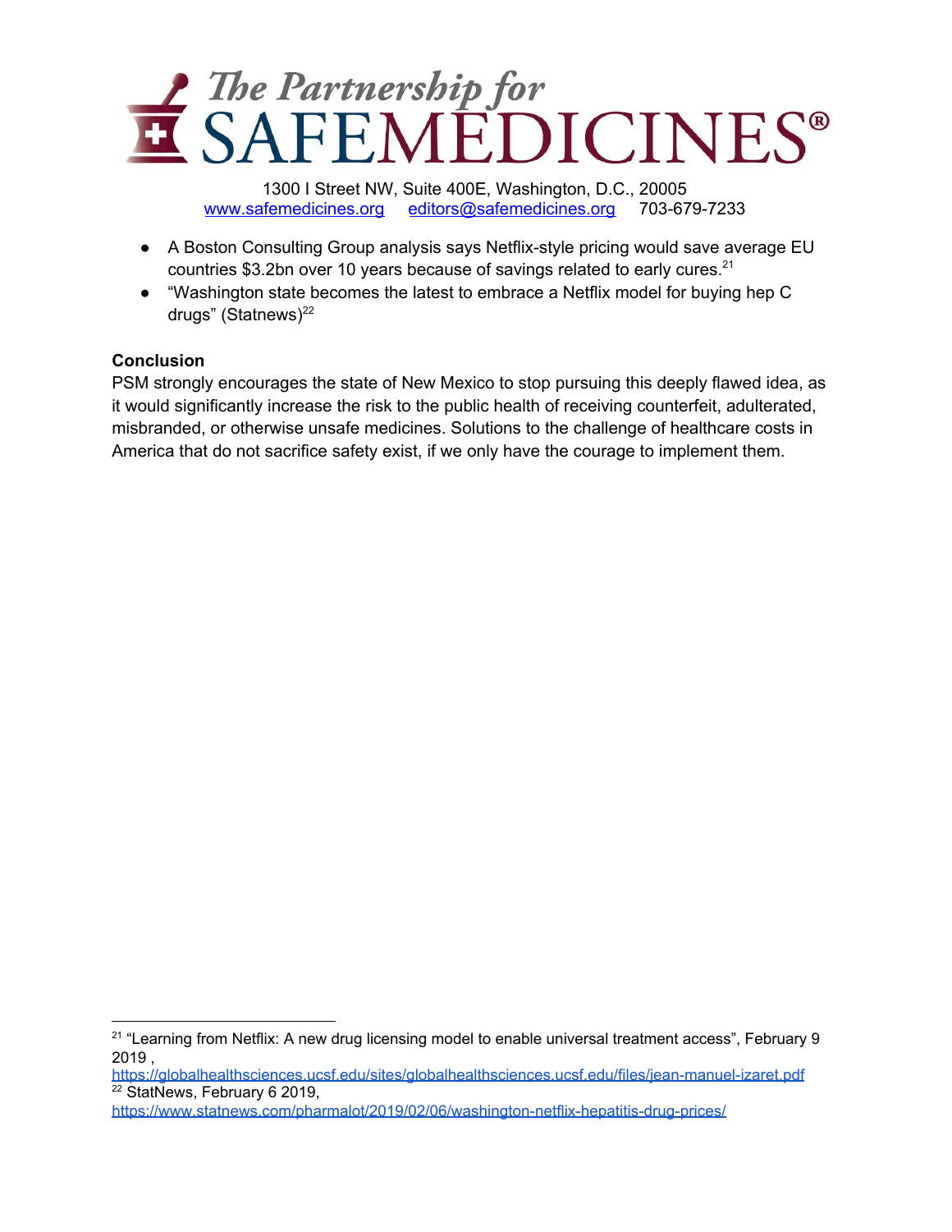- A Boston Consulting Group analysis says Netflix-style pricing would save average EU countries $3.2bn over 10 years because of savings related to early cures.[21]
- "Washington state becomes the latest to embrace a Netflix model for buying hep C drugs" (Statnews)[22]

**Conclusion**

PSM strongly encourages the state of New Mexico to stop pursuing this deeply flawed idea, as it would significantly increase the risk to the public health of receiving counterfeit, adulterated, misbranded, or otherwise unsafe medicines. Solutions to the challenge of healthcare costs in America that do not sacrifice safety exist, if we only have the courage to implement them.

---

[21] "Learning from Netflix: A new drug licensing model to enable universal treatment access", February 9 2019 , https://globalhealthsciences.ucsf.edu/sites/globalhealthsciences.ucsf.edu/files/jean-manuel-izaret.pdf

[22] StatNews, February 6 2019, https://www.statnews.com/pharmalot/2019/02/06/washington-netflix-hepatitis-drug-prices/